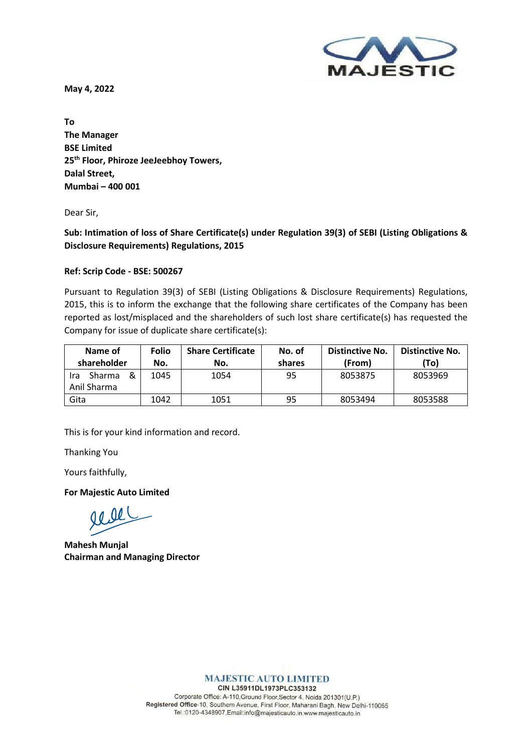**May 4, 2022**

**To**
**The Manager**
**BSE Limited**
**25th Floor, Phiroze JeeJeebhoy Towers,**
**Dalal Street,**
**Mumbai – 400 001**

Dear Sir,

**Sub: Intimation of loss of Share Certificate(s) under Regulation 39(3) of SEBI (Listing Obligations & Disclosure Requirements) Regulations, 2015**

**Ref: Scrip Code - BSE: 500267**

Pursuant to Regulation 39(3) of SEBI (Listing Obligations & Disclosure Requirements) Regulations, 2015, this is to inform the exchange that the following share certificates of the Company has been reported as lost/misplaced and the shareholders of such lost share certificate(s) has requested the Company for issue of duplicate share certificate(s):

| Name of shareholder | Folio No. | Share Certificate No. | No. of shares | Distinctive No. (From) | Distinctive No. (To) |
|---|---|---|---|---|---|
| Ira Sharma & Anil Sharma | 1045 | 1054 | 95 | 8053875 | 8053969 |
| Gita | 1042 | 1051 | 95 | 8053494 | 8053588 |

This is for your kind information and record.

Thanking You

Yours faithfully,

**For Majestic Auto Limited**

**Mahesh Munjal**
**Chairman and Managing Director**

MAJESTIC AUTO LIMITED
CIN L35911DL1973PLC353132
Corporate Office: A-110,Ground Floor,Sector 4, Noida 201301(U.P.)
Registered Office-10, Southern Avenue, First Floor, Maharani Bagh, New Delhi-110065
Tel.:0120-4348907,Email:info@majesticauto.in,www.majesticauto.in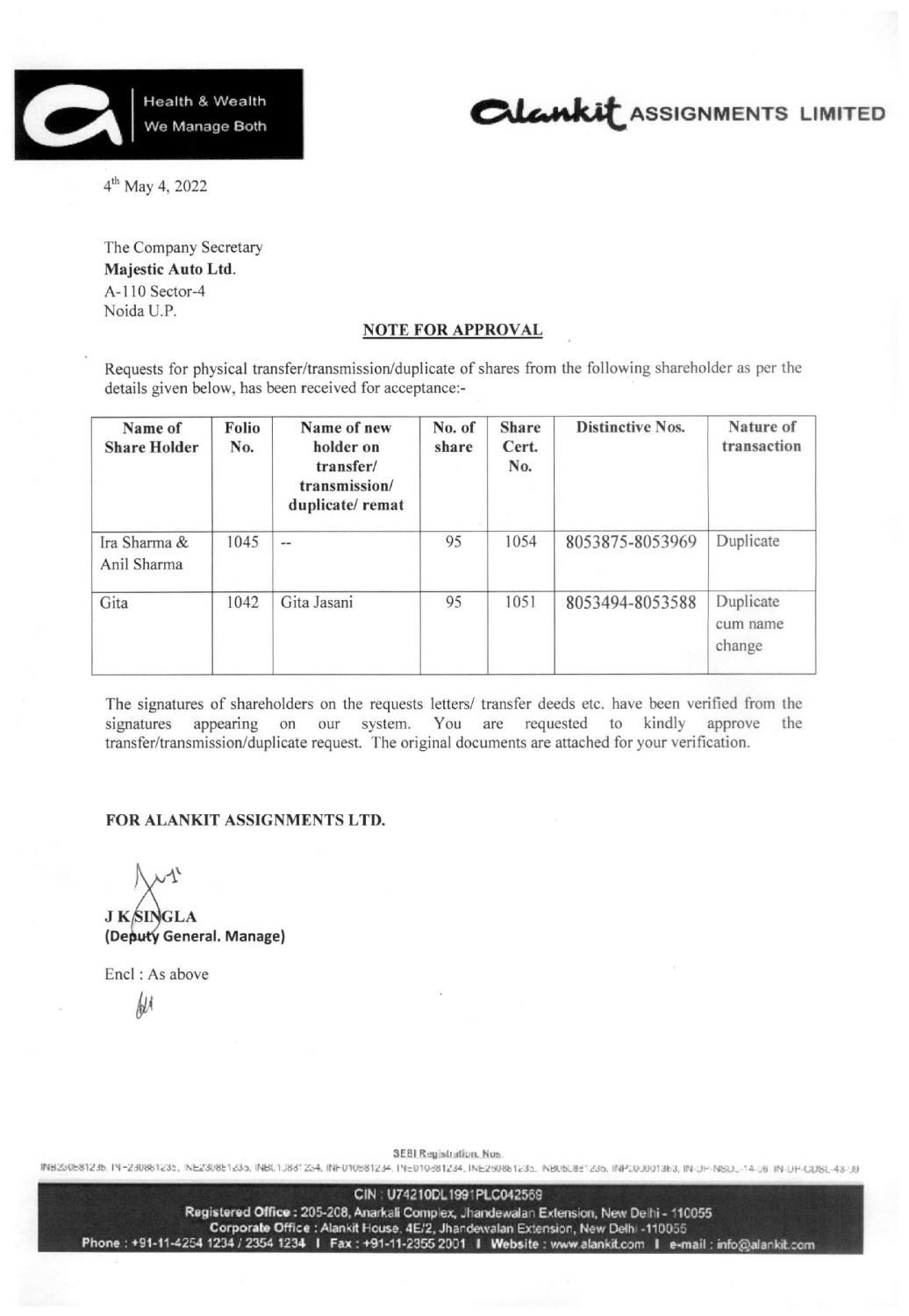Health & Wealth
We Manage Both

Alankit ASSIGNMENTS LIMITED

4th May 4, 2022

The Company Secretary
**Majestic Auto Ltd.**
A-110 Sector-4
Noida U.P.

## NOTE FOR APPROVAL

Requests for physical transfer/transmission/duplicate of shares from the following shareholder as per the details given below, has been received for acceptance:-

| Name of Share Holder | Folio No. | Name of new holder on transfer/ transmission/ duplicate/ remat | No. of share | Share Cert. No. | Distinctive Nos. | Nature of transaction |
|---|---|---|---|---|---|---|
| Ira Sharma & Anil Sharma | 1045 | -- | 95 | 1054 | 8053875-8053969 | Duplicate |
| Gita | 1042 | Gita Jasani | 95 | 1051 | 8053494-8053588 | Duplicate cum name change |

The signatures of shareholders on the requests letters/ transfer deeds etc. have been verified from the signatures appearing on our system. You are requested to kindly approve the transfer/transmission/duplicate request. The original documents are attached for your verification.

**FOR ALANKIT ASSIGNMENTS LTD.**

**J K SINGLA**
**(Deputy General. Manage)**

Encl : As above

SEBI Registration Nos.

CIN : U74210DL1991PLC042569
**Registered Office :** 205-208, Anarkali Complex, Jhandewalan Extension, New Delhi - 110055
**Corporate Office :** Alankit House, 4E/2, Jhandewalan Extension, New Delhi -110055
**Phone :** +91-11-4254 1234 / 2354 1234 | **Fax :** +91-11-2355 2001 | **Website :** www.alankit.com | **e-mail :** info@alankit.com